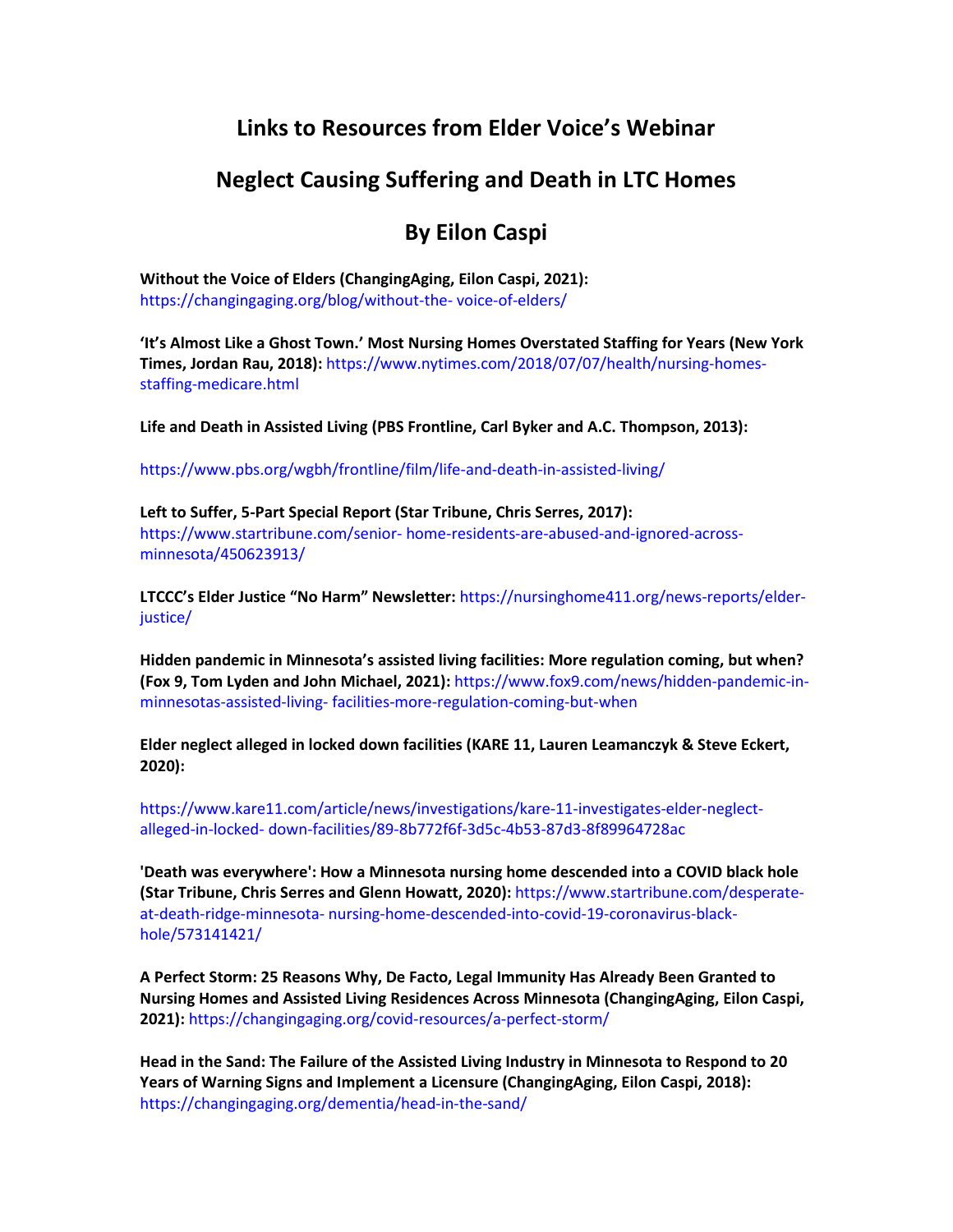# Links to Resources from Elder Voice's Webinar

# Neglect Causing Suffering and Death in LTC Homes

# By Eilon Caspi

**Without the Voice of Elders (ChangingAging, Eilon Caspi, 2021):** https://changingaging.org/blog/without-the- voice-of-elders/

**'It's Almost Like a Ghost Town.' Most Nursing Homes Overstated Staffing for Years (New York Times, Jordan Rau, 2018):** https://www.nytimes.com/2018/07/07/health/nursing-homes-staffing-medicare.html

**Life and Death in Assisted Living (PBS Frontline, Carl Byker and A.C. Thompson, 2013):**

https://www.pbs.org/wgbh/frontline/film/life-and-death-in-assisted-living/

**Left to Suffer, 5-Part Special Report (Star Tribune, Chris Serres, 2017):** https://www.startribune.com/senior- home-residents-are-abused-and-ignored-across-minnesota/450623913/

**LTCCC's Elder Justice "No Harm" Newsletter:** https://nursinghome411.org/news-reports/elder-justice/

**Hidden pandemic in Minnesota's assisted living facilities: More regulation coming, but when? (Fox 9, Tom Lyden and John Michael, 2021):** https://www.fox9.com/news/hidden-pandemic-in-minnesotas-assisted-living- facilities-more-regulation-coming-but-when

**Elder neglect alleged in locked down facilities (KARE 11, Lauren Leamanczyk & Steve Eckert, 2020):**

https://www.kare11.com/article/news/investigations/kare-11-investigates-elder-neglect-alleged-in-locked- down-facilities/89-8b772f6f-3d5c-4b53-87d3-8f89964728ac

**'Death was everywhere': How a Minnesota nursing home descended into a COVID black hole (Star Tribune, Chris Serres and Glenn Howatt, 2020):** https://www.startribune.com/desperate-at-death-ridge-minnesota- nursing-home-descended-into-covid-19-coronavirus-black-hole/573141421/

**A Perfect Storm: 25 Reasons Why, De Facto, Legal Immunity Has Already Been Granted to Nursing Homes and Assisted Living Residences Across Minnesota (ChangingAging, Eilon Caspi, 2021):** https://changingaging.org/covid-resources/a-perfect-storm/

**Head in the Sand: The Failure of the Assisted Living Industry in Minnesota to Respond to 20 Years of Warning Signs and Implement a Licensure (ChangingAging, Eilon Caspi, 2018):** https://changingaging.org/dementia/head-in-the-sand/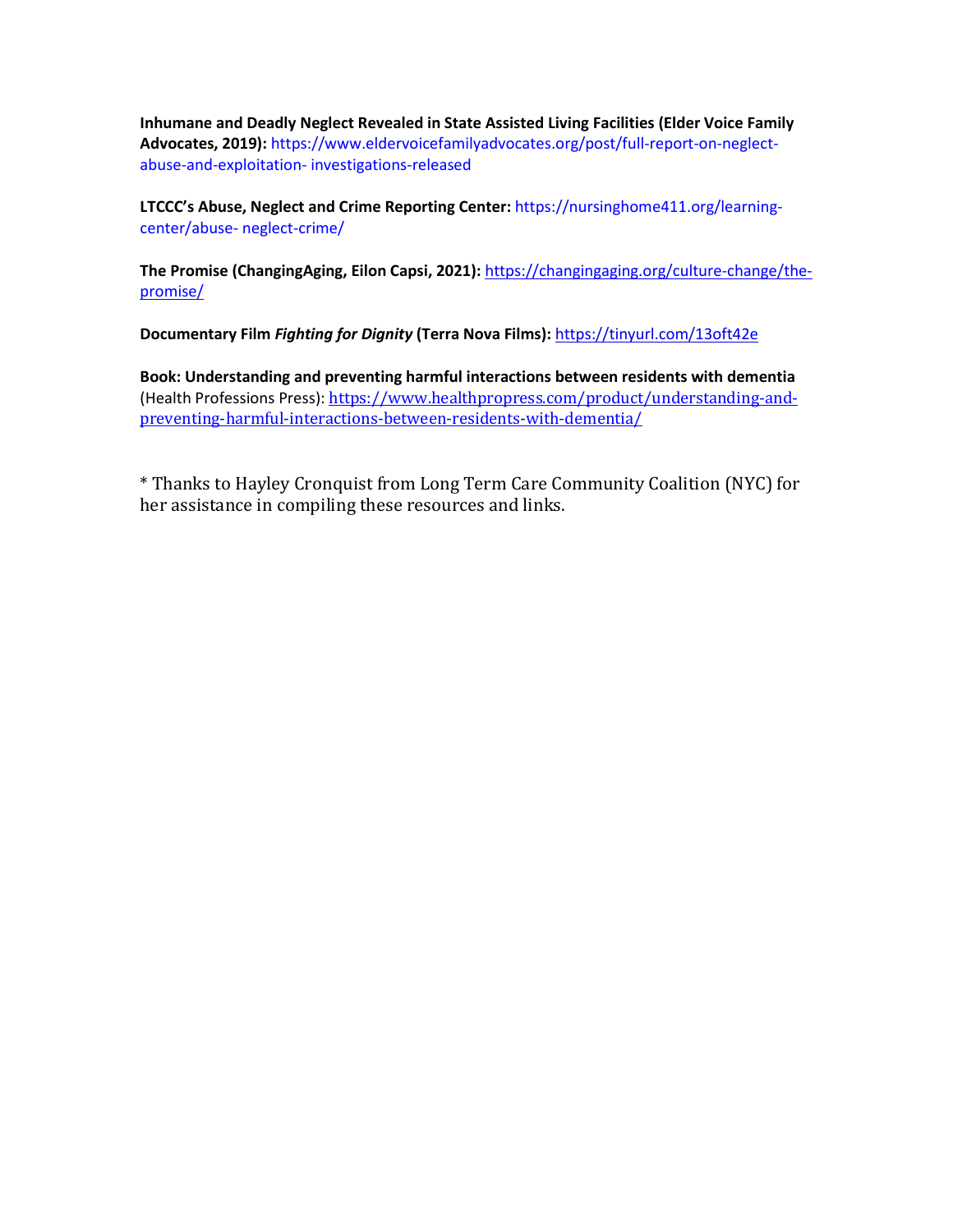**Inhumane and Deadly Neglect Revealed in State Assisted Living Facilities (Elder Voice Family Advocates, 2019):** https://www.eldervoicefamilyadvocates.org/post/full-report-on-neglect-abuse-and-exploitation- investigations-released

**LTCCC's Abuse, Neglect and Crime Reporting Center:** https://nursinghome411.org/learning-center/abuse- neglect-crime/

**The Promise (ChangingAging, Eilon Capsi, 2021):** https://changingaging.org/culture-change/the-promise/

**Documentary Film *Fighting for Dignity* (Terra Nova Films):** https://tinyurl.com/13oft42e

**Book: Understanding and preventing harmful interactions between residents with dementia** (Health Professions Press): https://www.healthpropress.com/product/understanding-and-preventing-harmful-interactions-between-residents-with-dementia/

* Thanks to Hayley Cronquist from Long Term Care Community Coalition (NYC) for her assistance in compiling these resources and links.